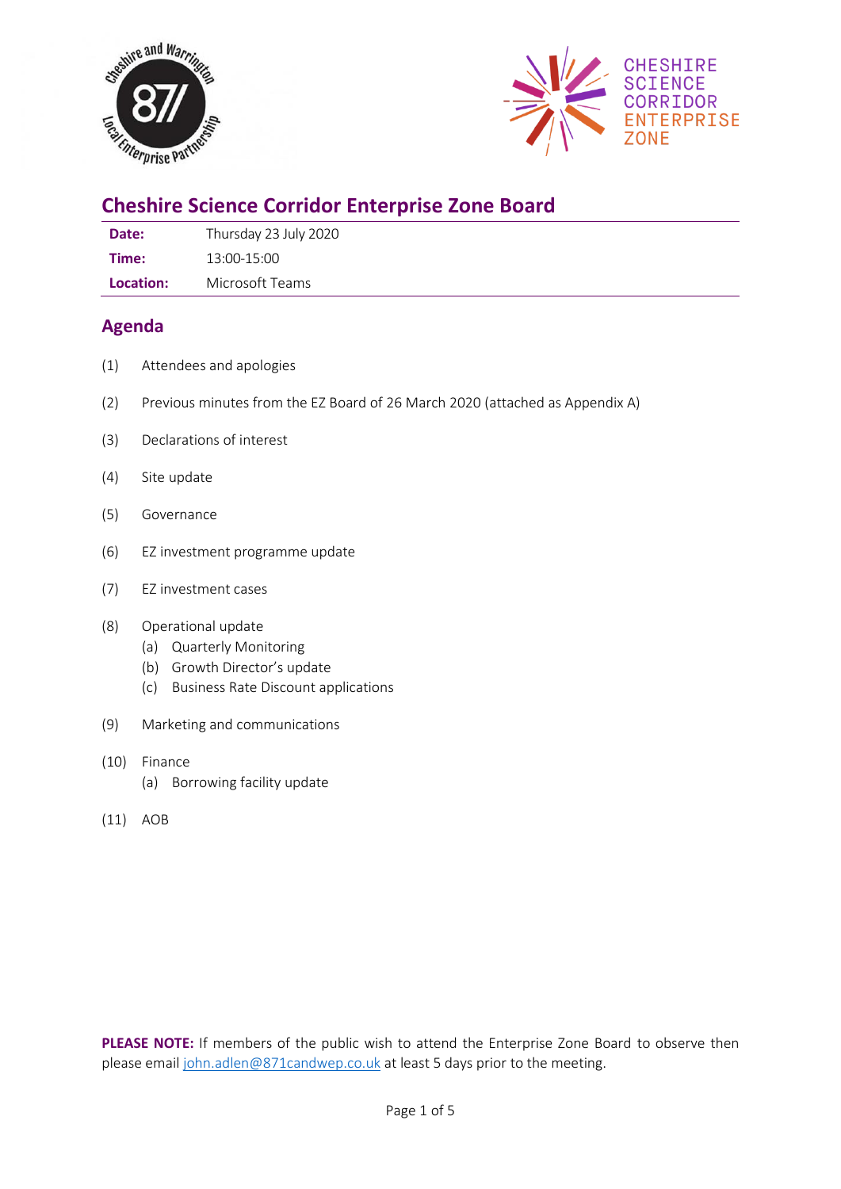# Cheshire Science Corridor Enterprise Zone Board

| | |
|---|---|
| **Date:** | Thursday 23 July 2020 |
| **Time:** | 13:00-15:00 |
| **Location:** | Microsoft Teams |

## Agenda

(1) Attendees and apologies

(2) Previous minutes from the EZ Board of 26 March 2020 (attached as Appendix A)

(3) Declarations of interest

(4) Site update

(5) Governance

(6) EZ investment programme update

(7) EZ investment cases

(8) Operational update
- (a) Quarterly Monitoring
- (b) Growth Director's update
- (c) Business Rate Discount applications

(9) Marketing and communications

(10) Finance
- (a) Borrowing facility update

(11) AOB

**PLEASE NOTE:** If members of the public wish to attend the Enterprise Zone Board to observe then please email john.adlen@871candwep.co.uk at least 5 days prior to the meeting.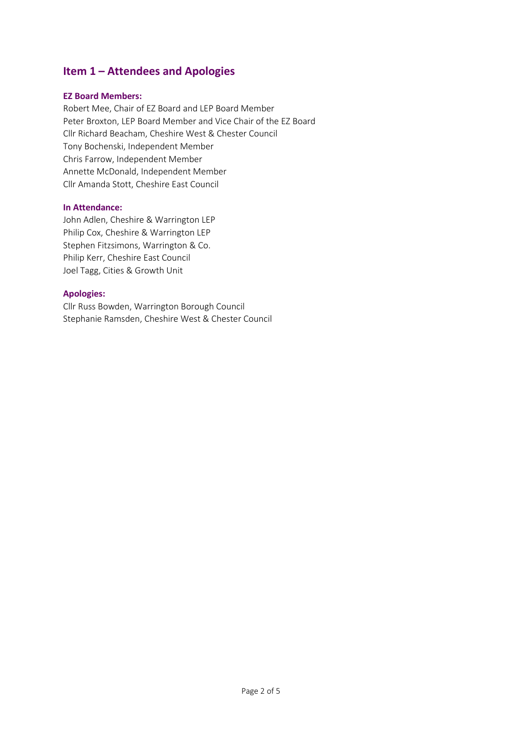## Item 1 – Attendees and Apologies

### EZ Board Members:

Robert Mee, Chair of EZ Board and LEP Board Member
Peter Broxton, LEP Board Member and Vice Chair of the EZ Board
Cllr Richard Beacham, Cheshire West & Chester Council
Tony Bochenski, Independent Member
Chris Farrow, Independent Member
Annette McDonald, Independent Member
Cllr Amanda Stott, Cheshire East Council

### In Attendance:

John Adlen, Cheshire & Warrington LEP
Philip Cox, Cheshire & Warrington LEP
Stephen Fitzsimons, Warrington & Co.
Philip Kerr, Cheshire East Council
Joel Tagg, Cities & Growth Unit

### Apologies:

Cllr Russ Bowden, Warrington Borough Council
Stephanie Ramsden, Cheshire West & Chester Council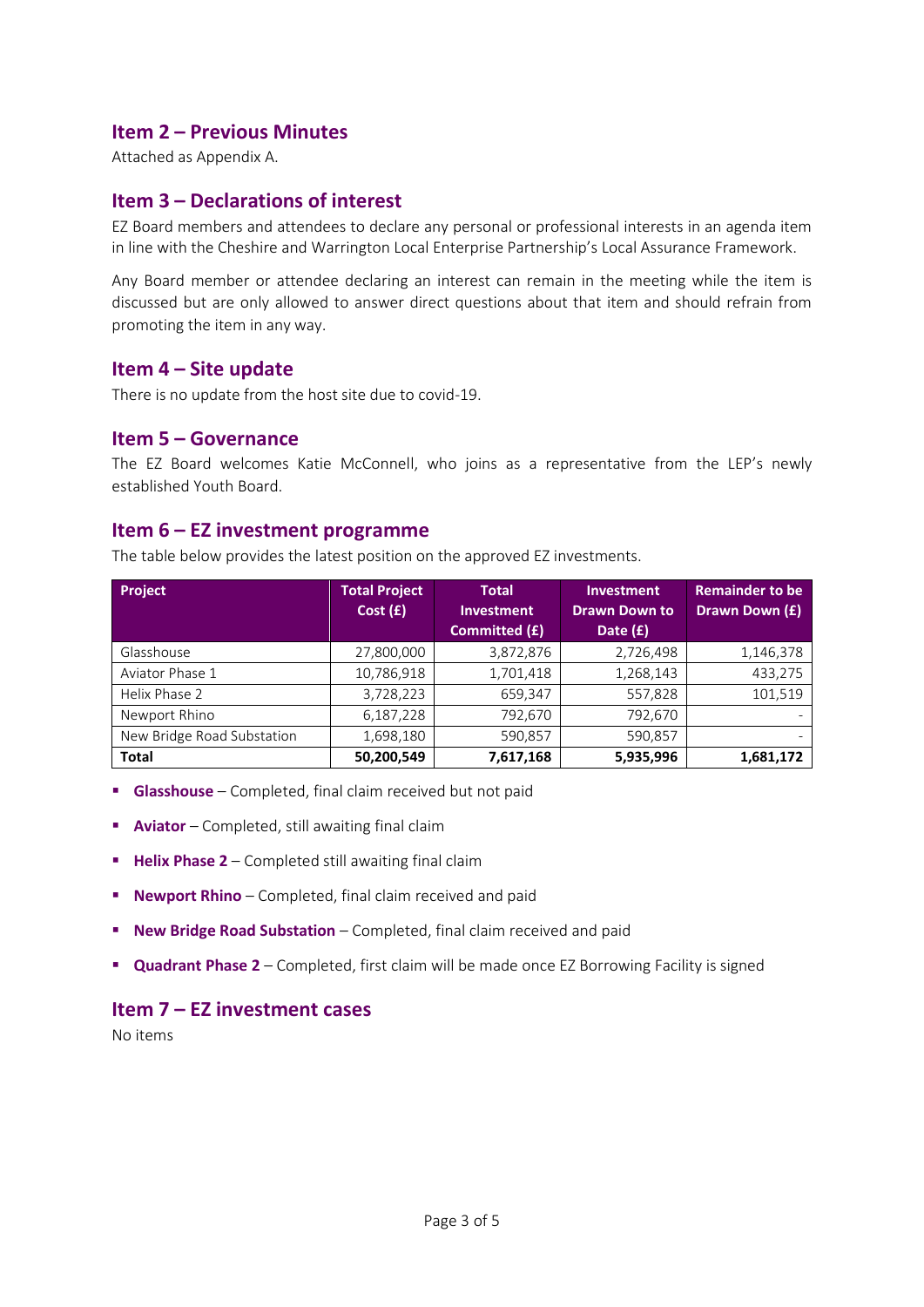## Item 2 – Previous Minutes

Attached as Appendix A.

## Item 3 – Declarations of interest

EZ Board members and attendees to declare any personal or professional interests in an agenda item in line with the Cheshire and Warrington Local Enterprise Partnership's Local Assurance Framework.

Any Board member or attendee declaring an interest can remain in the meeting while the item is discussed but are only allowed to answer direct questions about that item and should refrain from promoting the item in any way.

## Item 4 – Site update

There is no update from the host site due to covid-19.

## Item 5 – Governance

The EZ Board welcomes Katie McConnell, who joins as a representative from the LEP's newly established Youth Board.

## Item 6 – EZ investment programme

The table below provides the latest position on the approved EZ investments.

| Project | Total Project Cost (£) | Total Investment Committed (£) | Investment Drawn Down to Date (£) | Remainder to be Drawn Down (£) |
|---|---|---|---|---|
| Glasshouse | 27,800,000 | 3,872,876 | 2,726,498 | 1,146,378 |
| Aviator Phase 1 | 10,786,918 | 1,701,418 | 1,268,143 | 433,275 |
| Helix Phase 2 | 3,728,223 | 659,347 | 557,828 | 101,519 |
| Newport Rhino | 6,187,228 | 792,670 | 792,670 | - |
| New Bridge Road Substation | 1,698,180 | 590,857 | 590,857 | - |
| **Total** | **50,200,549** | **7,617,168** | **5,935,996** | **1,681,172** |

- **Glasshouse** – Completed, final claim received but not paid
- **Aviator** – Completed, still awaiting final claim
- **Helix Phase 2** – Completed still awaiting final claim
- **Newport Rhino** – Completed, final claim received and paid
- **New Bridge Road Substation** – Completed, final claim received and paid
- **Quadrant Phase 2** – Completed, first claim will be made once EZ Borrowing Facility is signed

## Item 7 – EZ investment cases

No items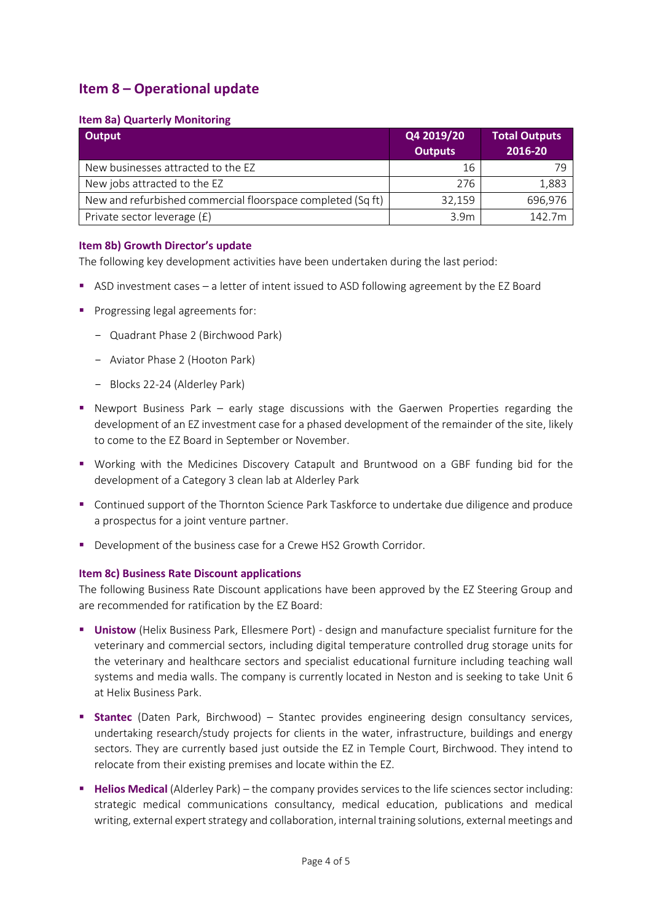## Item 8 – Operational update

### Item 8a) Quarterly Monitoring

| Output | Q4 2019/20 Outputs | Total Outputs 2016-20 |
|---|---|---|
| New businesses attracted to the EZ | 16 | 79 |
| New jobs attracted to the EZ | 276 | 1,883 |
| New and refurbished commercial floorspace completed (Sq ft) | 32,159 | 696,976 |
| Private sector leverage (£) | 3.9m | 142.7m |

### Item 8b) Growth Director's update

The following key development activities have been undertaken during the last period:

- ASD investment cases – a letter of intent issued to ASD following agreement by the EZ Board
- Progressing legal agreements for:
  - Quadrant Phase 2 (Birchwood Park)
  - Aviator Phase 2 (Hooton Park)
  - Blocks 22-24 (Alderley Park)
- Newport Business Park – early stage discussions with the Gaerwen Properties regarding the development of an EZ investment case for a phased development of the remainder of the site, likely to come to the EZ Board in September or November.
- Working with the Medicines Discovery Catapult and Bruntwood on a GBF funding bid for the development of a Category 3 clean lab at Alderley Park
- Continued support of the Thornton Science Park Taskforce to undertake due diligence and produce a prospectus for a joint venture partner.
- Development of the business case for a Crewe HS2 Growth Corridor.

### Item 8c) Business Rate Discount applications

The following Business Rate Discount applications have been approved by the EZ Steering Group and are recommended for ratification by the EZ Board:

- **Unistow** (Helix Business Park, Ellesmere Port) - design and manufacture specialist furniture for the veterinary and commercial sectors, including digital temperature controlled drug storage units for the veterinary and healthcare sectors and specialist educational furniture including teaching wall systems and media walls. The company is currently located in Neston and is seeking to take Unit 6 at Helix Business Park.
- **Stantec** (Daten Park, Birchwood) – Stantec provides engineering design consultancy services, undertaking research/study projects for clients in the water, infrastructure, buildings and energy sectors. They are currently based just outside the EZ in Temple Court, Birchwood. They intend to relocate from their existing premises and locate within the EZ.
- **Helios Medical** (Alderley Park) – the company provides services to the life sciences sector including: strategic medical communications consultancy, medical education, publications and medical writing, external expert strategy and collaboration, internal training solutions, external meetings and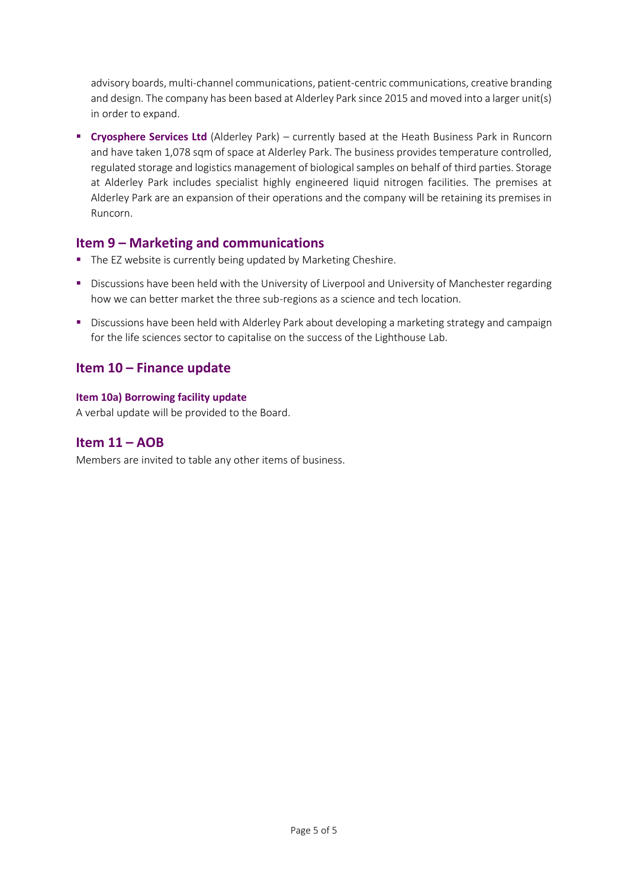advisory boards, multi-channel communications, patient-centric communications, creative branding and design. The company has been based at Alderley Park since 2015 and moved into a larger unit(s) in order to expand.

- **Cryosphere Services Ltd** (Alderley Park) – currently based at the Heath Business Park in Runcorn and have taken 1,078 sqm of space at Alderley Park. The business provides temperature controlled, regulated storage and logistics management of biological samples on behalf of third parties. Storage at Alderley Park includes specialist highly engineered liquid nitrogen facilities. The premises at Alderley Park are an expansion of their operations and the company will be retaining its premises in Runcorn.

## Item 9 – Marketing and communications

- The EZ website is currently being updated by Marketing Cheshire.
- Discussions have been held with the University of Liverpool and University of Manchester regarding how we can better market the three sub-regions as a science and tech location.
- Discussions have been held with Alderley Park about developing a marketing strategy and campaign for the life sciences sector to capitalise on the success of the Lighthouse Lab.

## Item 10 – Finance update

### Item 10a) Borrowing facility update

A verbal update will be provided to the Board.

## Item 11 – AOB

Members are invited to table any other items of business.